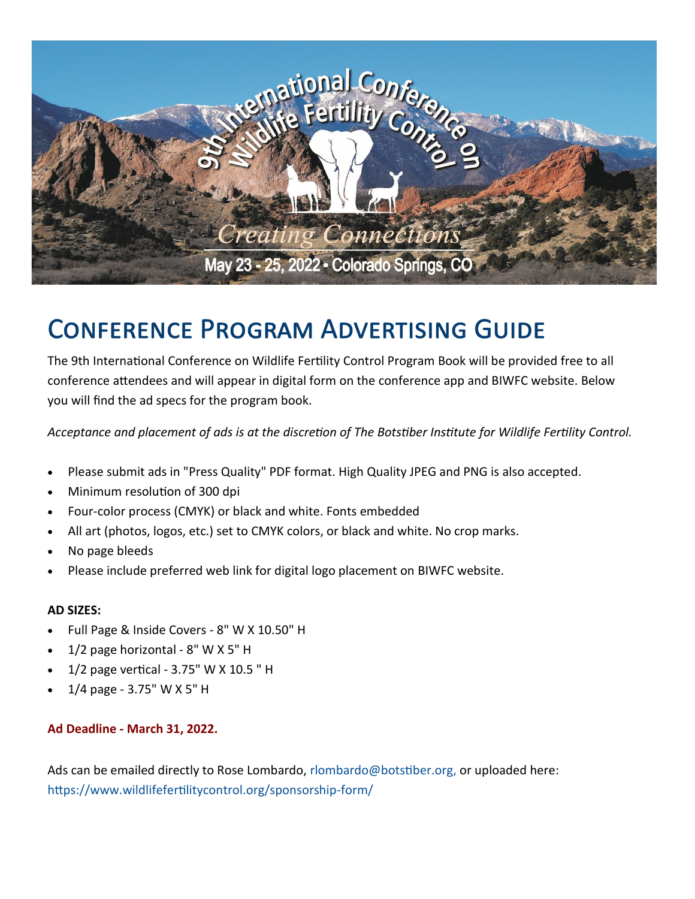9th International Conference on Wildlife Fertility Control

*Creating Connections*

May 23 - 25, 2022 • Colorado Springs, CO

# Conference Program Advertising Guide

The 9th International Conference on Wildlife Fertility Control Program Book will be provided free to all conference attendees and will appear in digital form on the conference app and BIWFC website. Below you will find the ad specs for the program book.

*Acceptance and placement of ads is at the discretion of The Botstiber Institute for Wildlife Fertility Control.*

- Please submit ads in "Press Quality" PDF format. High Quality JPEG and PNG is also accepted.
- Minimum resolution of 300 dpi
- Four-color process (CMYK) or black and white. Fonts embedded
- All art (photos, logos, etc.) set to CMYK colors, or black and white. No crop marks.
- No page bleeds
- Please include preferred web link for digital logo placement on BIWFC website.

**AD SIZES:**

- Full Page & Inside Covers - 8" W X 10.50" H
- 1/2 page horizontal - 8" W X 5" H
- 1/2 page vertical - 3.75" W X 10.5 " H
- 1/4 page - 3.75" W X 5" H

**Ad Deadline - March 31, 2022.**

Ads can be emailed directly to Rose Lombardo, rlombardo@botstiber.org, or uploaded here: https://www.wildlifefertilitycontrol.org/sponsorship-form/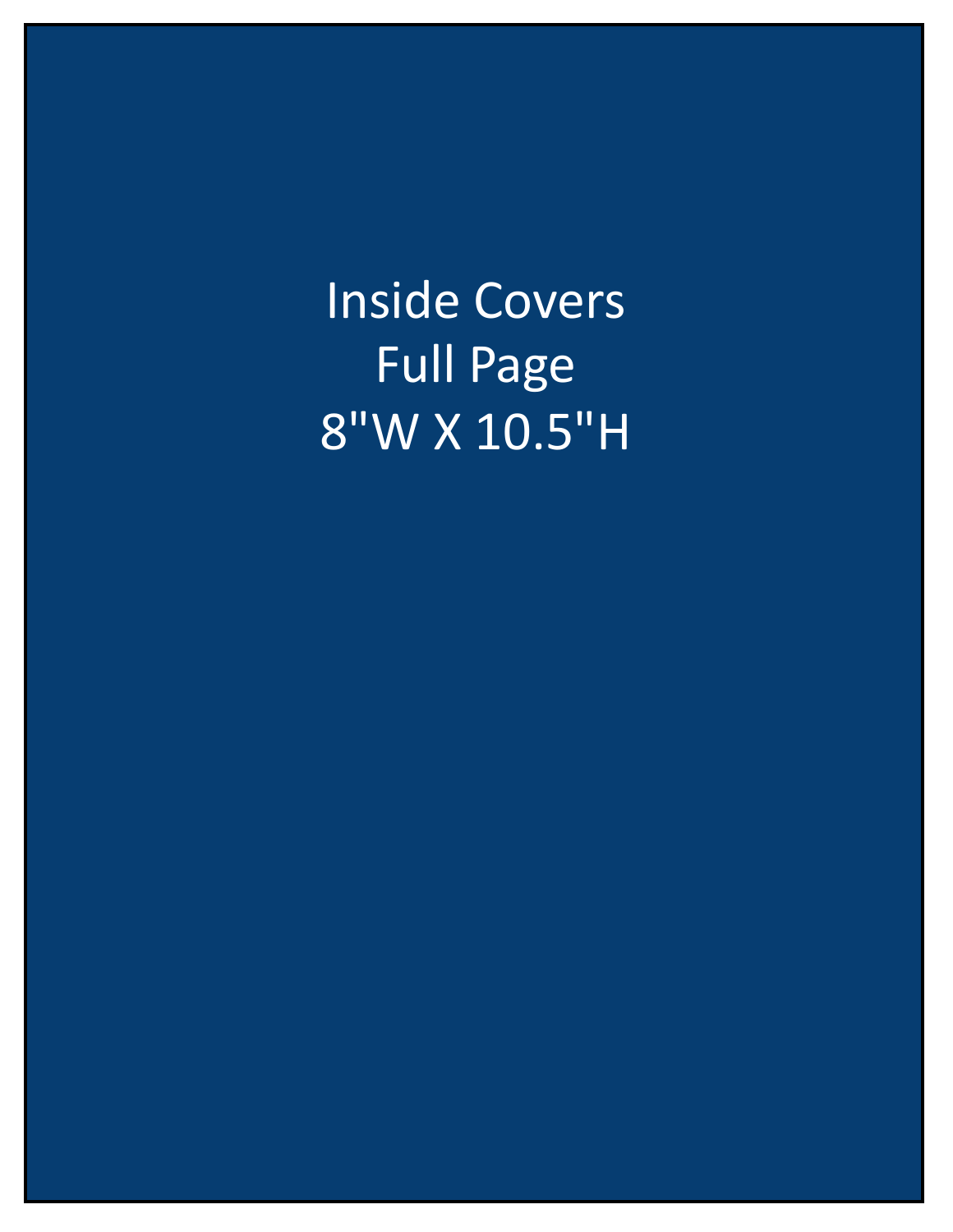Inside Covers

Full Page

8"W X 10.5"H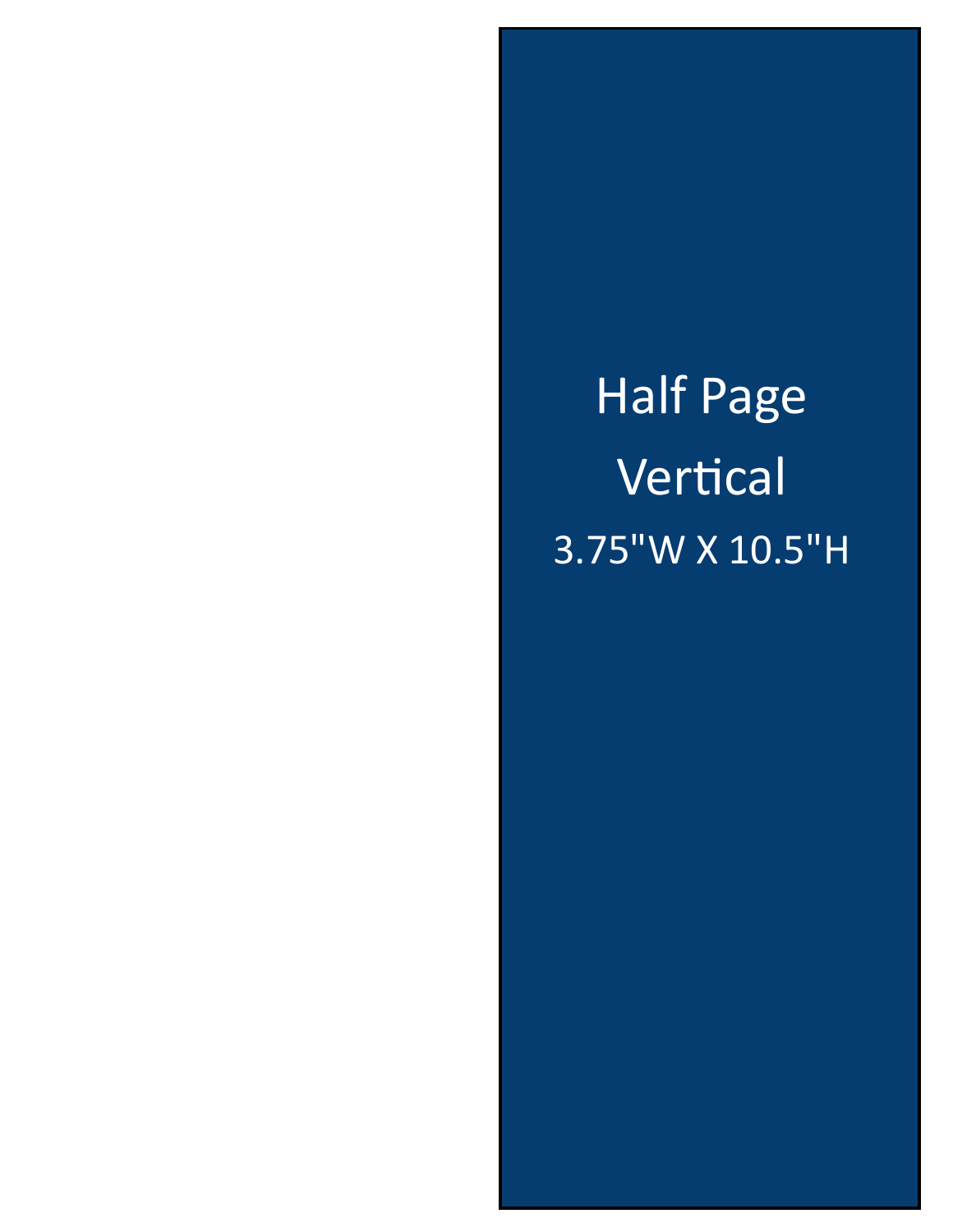Half Page

Vertical

3.75"W X 10.5"H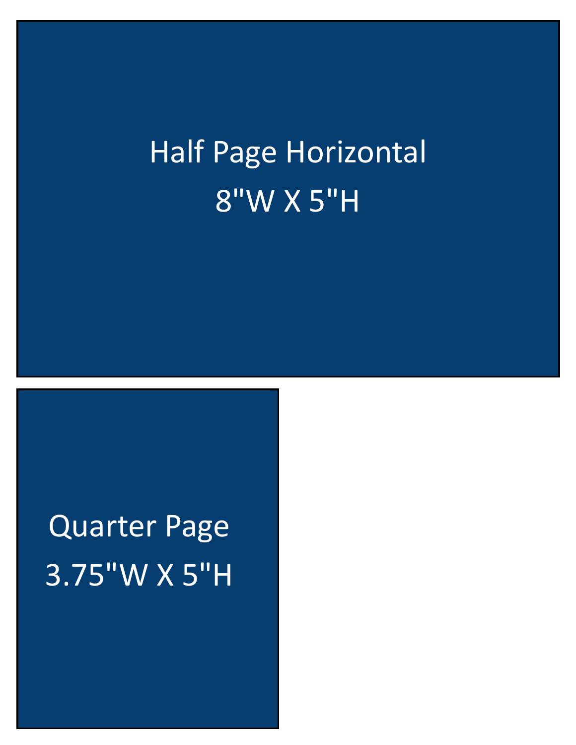Half Page Horizontal

8"W X 5"H

Quarter Page

3.75"W X 5"H